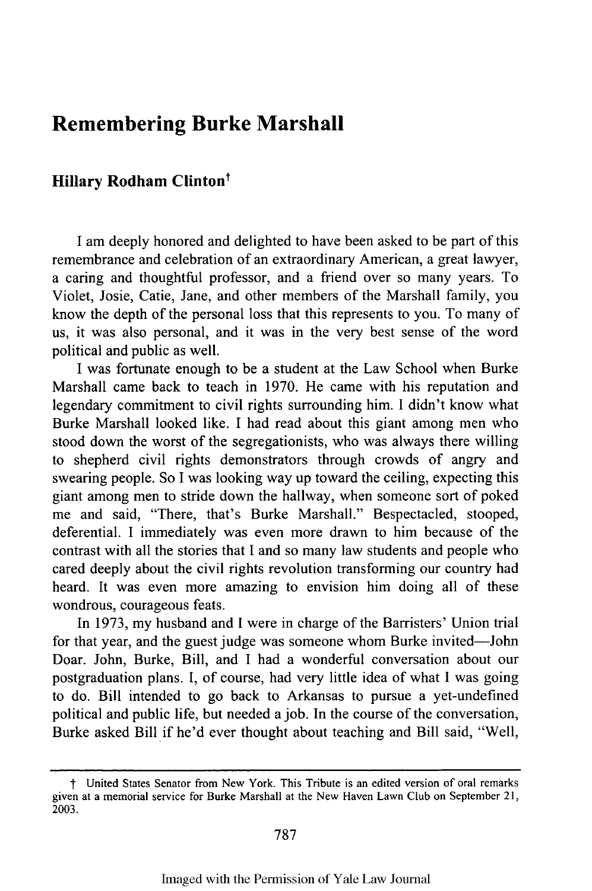# Remembering Burke Marshall

**Hillary Rodham Clinton**[†]

I am deeply honored and delighted to have been asked to be part of this remembrance and celebration of an extraordinary American, a great lawyer, a caring and thoughtful professor, and a friend over so many years. To Violet, Josie, Catie, Jane, and other members of the Marshall family, you know the depth of the personal loss that this represents to you. To many of us, it was also personal, and it was in the very best sense of the word political and public as well.

I was fortunate enough to be a student at the Law School when Burke Marshall came back to teach in 1970. He came with his reputation and legendary commitment to civil rights surrounding him. I didn't know what Burke Marshall looked like. I had read about this giant among men who stood down the worst of the segregationists, who was always there willing to shepherd civil rights demonstrators through crowds of angry and swearing people. So I was looking way up toward the ceiling, expecting this giant among men to stride down the hallway, when someone sort of poked me and said, "There, that's Burke Marshall." Bespectacled, stooped, deferential. I immediately was even more drawn to him because of the contrast with all the stories that I and so many law students and people who cared deeply about the civil rights revolution transforming our country had heard. It was even more amazing to envision him doing all of these wondrous, courageous feats.

In 1973, my husband and I were in charge of the Barristers' Union trial for that year, and the guest judge was someone whom Burke invited—John Doar. John, Burke, Bill, and I had a wonderful conversation about our postgraduation plans. I, of course, had very little idea of what I was going to do. Bill intended to go back to Arkansas to pursue a yet-undefined political and public life, but needed a job. In the course of the conversation, Burke asked Bill if he'd ever thought about teaching and Bill said, "Well,

---

† United States Senator from New York. This Tribute is an edited version of oral remarks given at a memorial service for Burke Marshall at the New Haven Lawn Club on September 21, 2003.

Imaged with the Permission of Yale Law Journal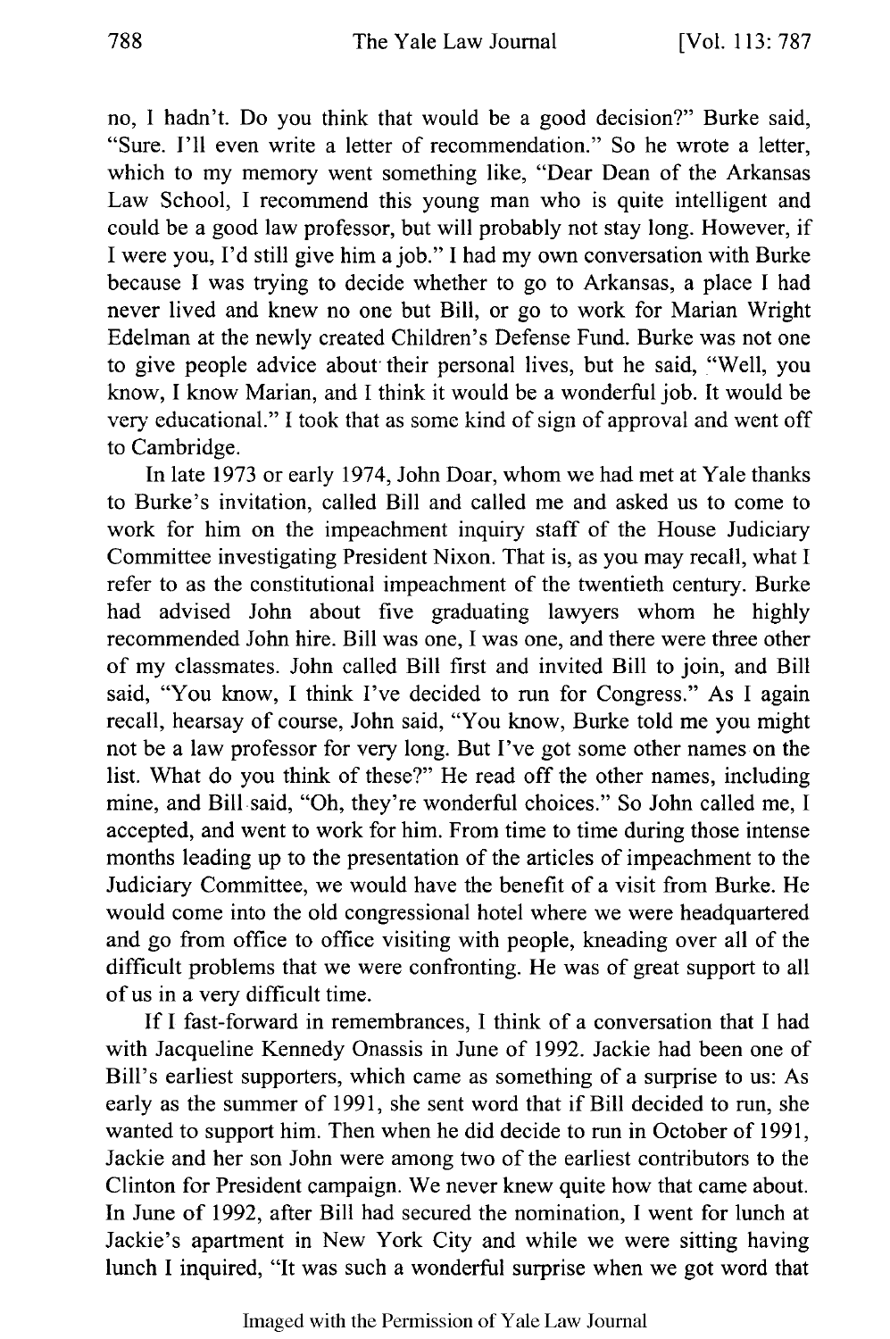no, I hadn't. Do you think that would be a good decision?" Burke said, "Sure. I'll even write a letter of recommendation." So he wrote a letter, which to my memory went something like, "Dear Dean of the Arkansas Law School, I recommend this young man who is quite intelligent and could be a good law professor, but will probably not stay long. However, if I were you, I'd still give him a job." I had my own conversation with Burke because I was trying to decide whether to go to Arkansas, a place I had never lived and knew no one but Bill, or go to work for Marian Wright Edelman at the newly created Children's Defense Fund. Burke was not one to give people advice about their personal lives, but he said, "Well, you know, I know Marian, and I think it would be a wonderful job. It would be very educational." I took that as some kind of sign of approval and went off to Cambridge.

In late 1973 or early 1974, John Doar, whom we had met at Yale thanks to Burke's invitation, called Bill and called me and asked us to come to work for him on the impeachment inquiry staff of the House Judiciary Committee investigating President Nixon. That is, as you may recall, what I refer to as the constitutional impeachment of the twentieth century. Burke had advised John about five graduating lawyers whom he highly recommended John hire. Bill was one, I was one, and there were three other of my classmates. John called Bill first and invited Bill to join, and Bill said, "You know, I think I've decided to run for Congress." As I again recall, hearsay of course, John said, "You know, Burke told me you might not be a law professor for very long. But I've got some other names on the list. What do you think of these?" He read off the other names, including mine, and Bill said, "Oh, they're wonderful choices." So John called me, I accepted, and went to work for him. From time to time during those intense months leading up to the presentation of the articles of impeachment to the Judiciary Committee, we would have the benefit of a visit from Burke. He would come into the old congressional hotel where we were headquartered and go from office to office visiting with people, kneading over all of the difficult problems that we were confronting. He was of great support to all of us in a very difficult time.

If I fast-forward in remembrances, I think of a conversation that I had with Jacqueline Kennedy Onassis in June of 1992. Jackie had been one of Bill's earliest supporters, which came as something of a surprise to us: As early as the summer of 1991, she sent word that if Bill decided to run, she wanted to support him. Then when he did decide to run in October of 1991, Jackie and her son John were among two of the earliest contributors to the Clinton for President campaign. We never knew quite how that came about. In June of 1992, after Bill had secured the nomination, I went for lunch at Jackie's apartment in New York City and while we were sitting having lunch I inquired, "It was such a wonderful surprise when we got word that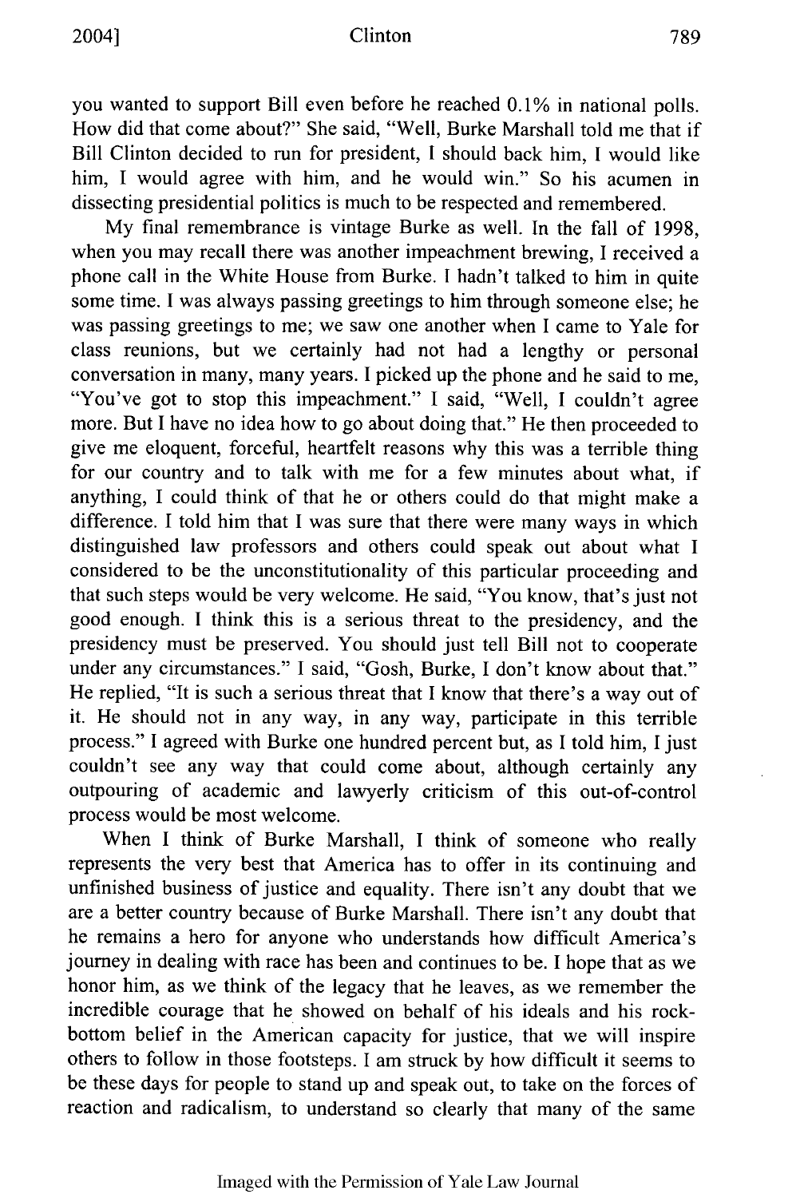you wanted to support Bill even before he reached 0.1% in national polls. How did that come about?" She said, "Well, Burke Marshall told me that if Bill Clinton decided to run for president, I should back him, I would like him, I would agree with him, and he would win." So his acumen in dissecting presidential politics is much to be respected and remembered.

My final remembrance is vintage Burke as well. In the fall of 1998, when you may recall there was another impeachment brewing, I received a phone call in the White House from Burke. I hadn't talked to him in quite some time. I was always passing greetings to him through someone else; he was passing greetings to me; we saw one another when I came to Yale for class reunions, but we certainly had not had a lengthy or personal conversation in many, many years. I picked up the phone and he said to me, "You've got to stop this impeachment." I said, "Well, I couldn't agree more. But I have no idea how to go about doing that." He then proceeded to give me eloquent, forceful, heartfelt reasons why this was a terrible thing for our country and to talk with me for a few minutes about what, if anything, I could think of that he or others could do that might make a difference. I told him that I was sure that there were many ways in which distinguished law professors and others could speak out about what I considered to be the unconstitutionality of this particular proceeding and that such steps would be very welcome. He said, "You know, that's just not good enough. I think this is a serious threat to the presidency, and the presidency must be preserved. You should just tell Bill not to cooperate under any circumstances." I said, "Gosh, Burke, I don't know about that." He replied, "It is such a serious threat that I know that there's a way out of it. He should not in any way, in any way, participate in this terrible process." I agreed with Burke one hundred percent but, as I told him, I just couldn't see any way that could come about, although certainly any outpouring of academic and lawyerly criticism of this out-of-control process would be most welcome.

When I think of Burke Marshall, I think of someone who really represents the very best that America has to offer in its continuing and unfinished business of justice and equality. There isn't any doubt that we are a better country because of Burke Marshall. There isn't any doubt that he remains a hero for anyone who understands how difficult America's journey in dealing with race has been and continues to be. I hope that as we honor him, as we think of the legacy that he leaves, as we remember the incredible courage that he showed on behalf of his ideals and his rock-bottom belief in the American capacity for justice, that we will inspire others to follow in those footsteps. I am struck by how difficult it seems to be these days for people to stand up and speak out, to take on the forces of reaction and radicalism, to understand so clearly that many of the same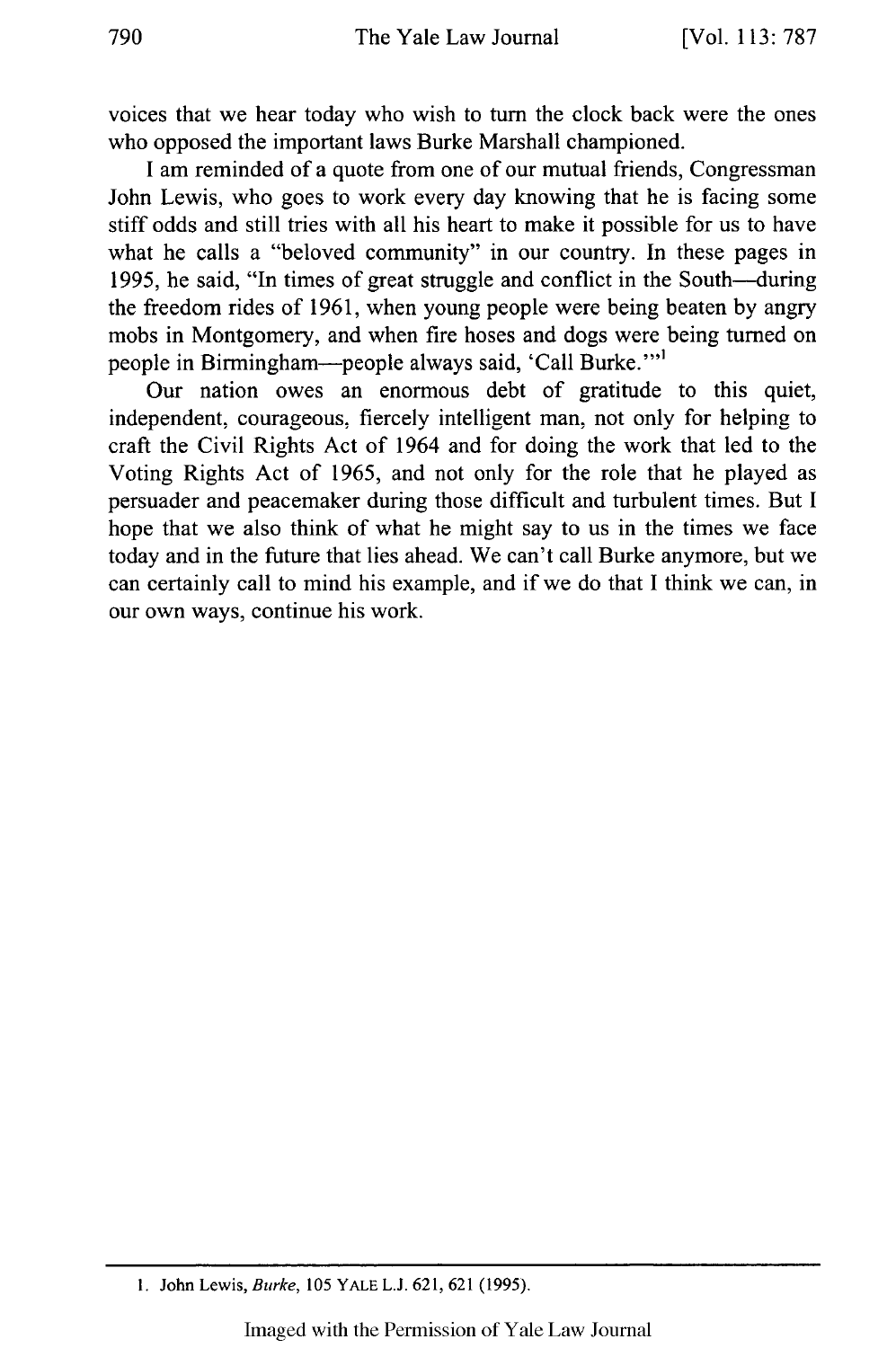voices that we hear today who wish to turn the clock back were the ones who opposed the important laws Burke Marshall championed.

I am reminded of a quote from one of our mutual friends, Congressman John Lewis, who goes to work every day knowing that he is facing some stiff odds and still tries with all his heart to make it possible for us to have what he calls a "beloved community" in our country. In these pages in 1995, he said, "In times of great struggle and conflict in the South—during the freedom rides of 1961, when young people were being beaten by angry mobs in Montgomery, and when fire hoses and dogs were being turned on people in Birmingham—people always said, 'Call Burke.'"[1]

Our nation owes an enormous debt of gratitude to this quiet, independent, courageous, fiercely intelligent man, not only for helping to craft the Civil Rights Act of 1964 and for doing the work that led to the Voting Rights Act of 1965, and not only for the role that he played as persuader and peacemaker during those difficult and turbulent times. But I hope that we also think of what he might say to us in the times we face today and in the future that lies ahead. We can't call Burke anymore, but we can certainly call to mind his example, and if we do that I think we can, in our own ways, continue his work.

---

1. John Lewis, *Burke*, 105 YALE L.J. 621, 621 (1995).

Imaged with the Permission of Yale Law Journal